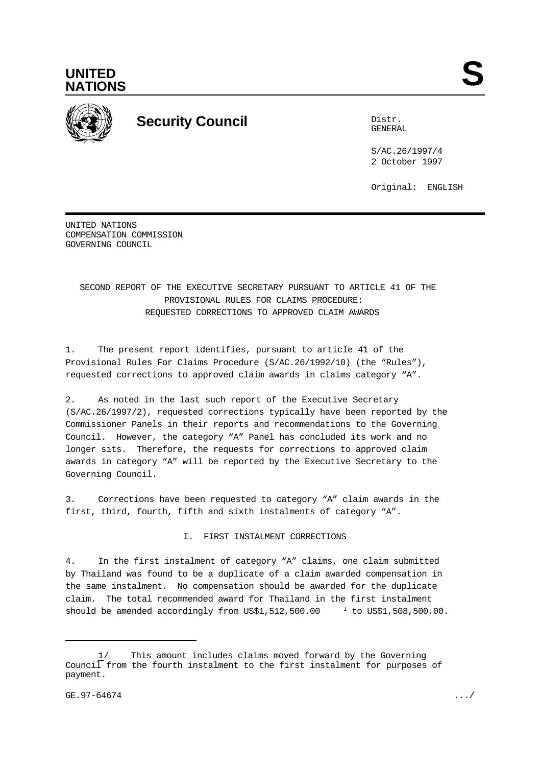UNITED NATIONS

S

Security Council

Distr.
GENERAL

S/AC.26/1997/4
2 October 1997

Original: ENGLISH

UNITED NATIONS
COMPENSATION COMMISSION
GOVERNING COUNCIL

# SECOND REPORT OF THE EXECUTIVE SECRETARY PURSUANT TO ARTICLE 41 OF THE PROVISIONAL RULES FOR CLAIMS PROCEDURE: REQUESTED CORRECTIONS TO APPROVED CLAIM AWARDS

1. The present report identifies, pursuant to article 41 of the Provisional Rules For Claims Procedure (S/AC.26/1992/10) (the "Rules"), requested corrections to approved claim awards in claims category "A".

2. As noted in the last such report of the Executive Secretary (S/AC.26/1997/2), requested corrections typically have been reported by the Commissioner Panels in their reports and recommendations to the Governing Council. However, the category "A" Panel has concluded its work and no longer sits. Therefore, the requests for corrections to approved claim awards in category "A" will be reported by the Executive Secretary to the Governing Council.

3. Corrections have been requested to category "A" claim awards in the first, third, fourth, fifth and sixth instalments of category "A".

## I. FIRST INSTALMENT CORRECTIONS

4. In the first instalment of category "A" claims, one claim submitted by Thailand was found to be a duplicate of a claim awarded compensation in the same instalment. No compensation should be awarded for the duplicate claim. The total recommended award for Thailand in the first instalment should be amended accordingly from US$1,512,500.00 [1] to US$1,508,500.00.

---

1/ This amount includes claims moved forward by the Governing Council from the fourth instalment to the first instalment for purposes of payment.

GE.97-64674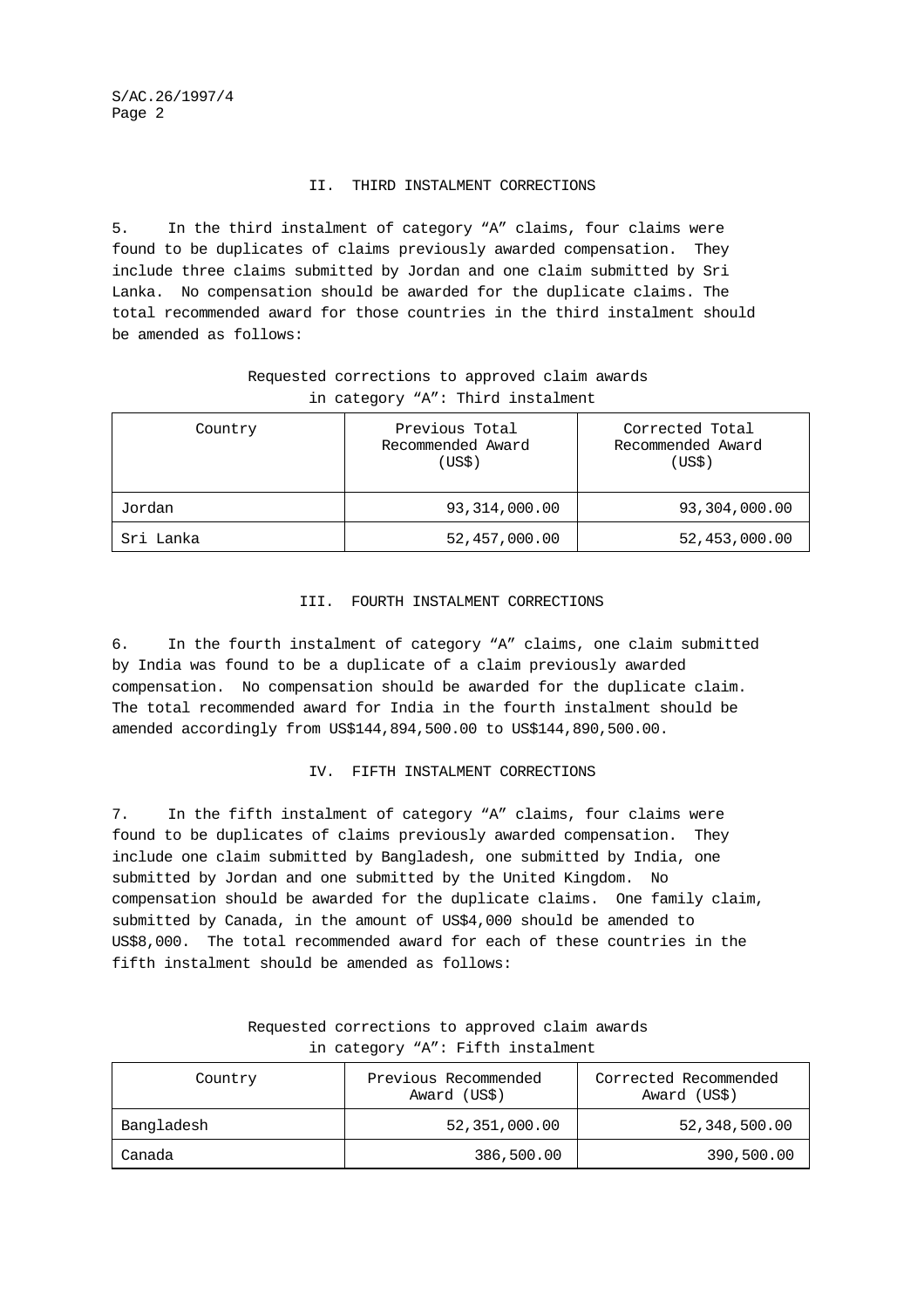## II. THIRD INSTALMENT CORRECTIONS

5. In the third instalment of category "A" claims, four claims were found to be duplicates of claims previously awarded compensation. They include three claims submitted by Jordan and one claim submitted by Sri Lanka. No compensation should be awarded for the duplicate claims. The total recommended award for those countries in the third instalment should be amended as follows:

Requested corrections to approved claim awards in category "A": Third instalment

| Country | Previous Total Recommended Award (US$) | Corrected Total Recommended Award (US$) |
|---|---|---|
| Jordan | 93,314,000.00 | 93,304,000.00 |
| Sri Lanka | 52,457,000.00 | 52,453,000.00 |

## III. FOURTH INSTALMENT CORRECTIONS

6. In the fourth instalment of category "A" claims, one claim submitted by India was found to be a duplicate of a claim previously awarded compensation. No compensation should be awarded for the duplicate claim. The total recommended award for India in the fourth instalment should be amended accordingly from US$144,894,500.00 to US$144,890,500.00.

## IV. FIFTH INSTALMENT CORRECTIONS

7. In the fifth instalment of category "A" claims, four claims were found to be duplicates of claims previously awarded compensation. They include one claim submitted by Bangladesh, one submitted by India, one submitted by Jordan and one submitted by the United Kingdom. No compensation should be awarded for the duplicate claims. One family claim, submitted by Canada, in the amount of US$4,000 should be amended to US$8,000. The total recommended award for each of these countries in the fifth instalment should be amended as follows:

Requested corrections to approved claim awards in category "A": Fifth instalment

| Country | Previous Recommended Award (US$) | Corrected Recommended Award (US$) |
|---|---|---|
| Bangladesh | 52,351,000.00 | 52,348,500.00 |
| Canada | 386,500.00 | 390,500.00 |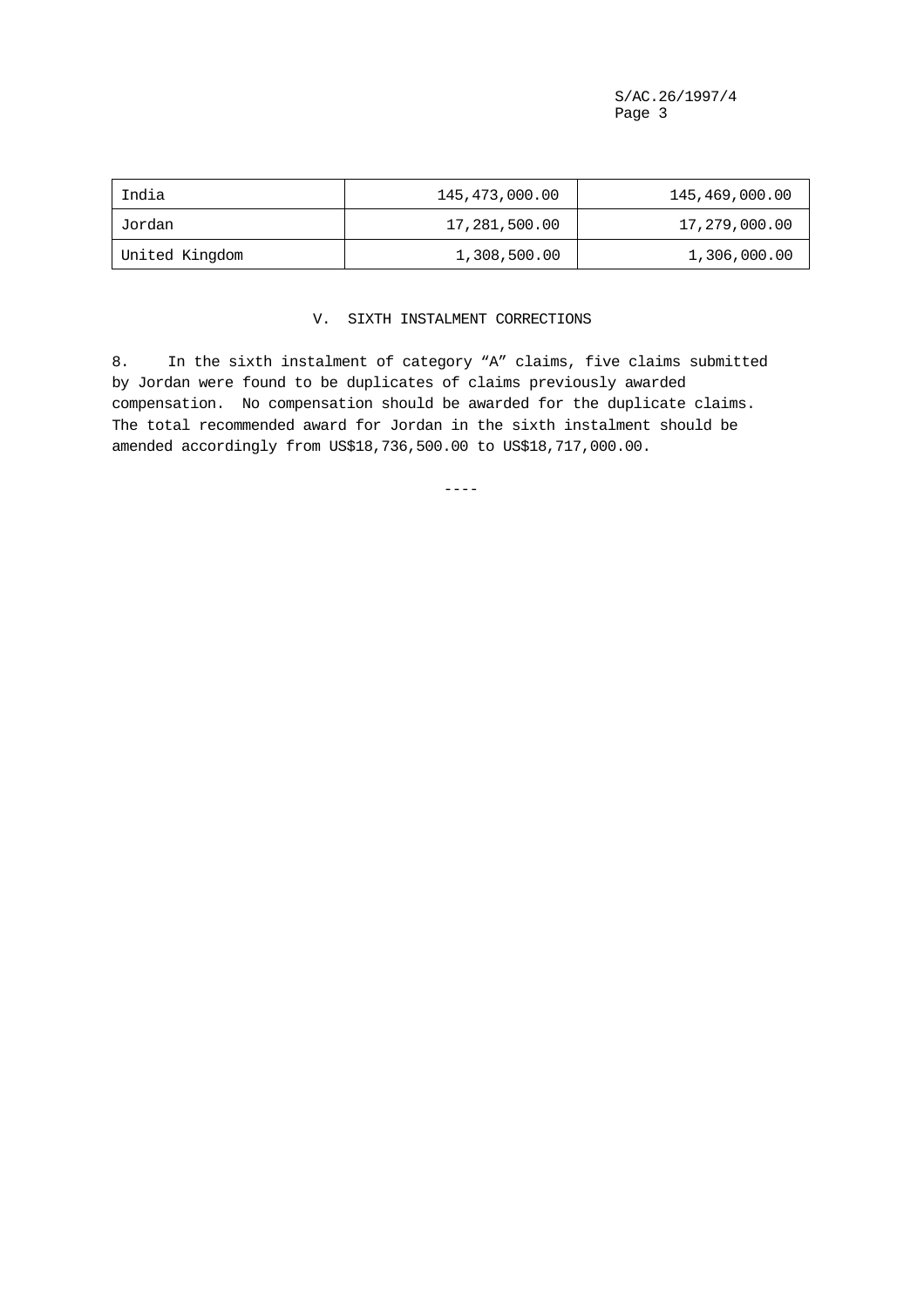| | | |
|---|---|---|
| India | 145,473,000.00 | 145,469,000.00 |
| Jordan | 17,281,500.00 | 17,279,000.00 |
| United Kingdom | 1,308,500.00 | 1,306,000.00 |

## V. SIXTH INSTALMENT CORRECTIONS

8. In the sixth instalment of category “A” claims, five claims submitted by Jordan were found to be duplicates of claims previously awarded compensation. No compensation should be awarded for the duplicate claims. The total recommended award for Jordan in the sixth instalment should be amended accordingly from US$18,736,500.00 to US$18,717,000.00.

----